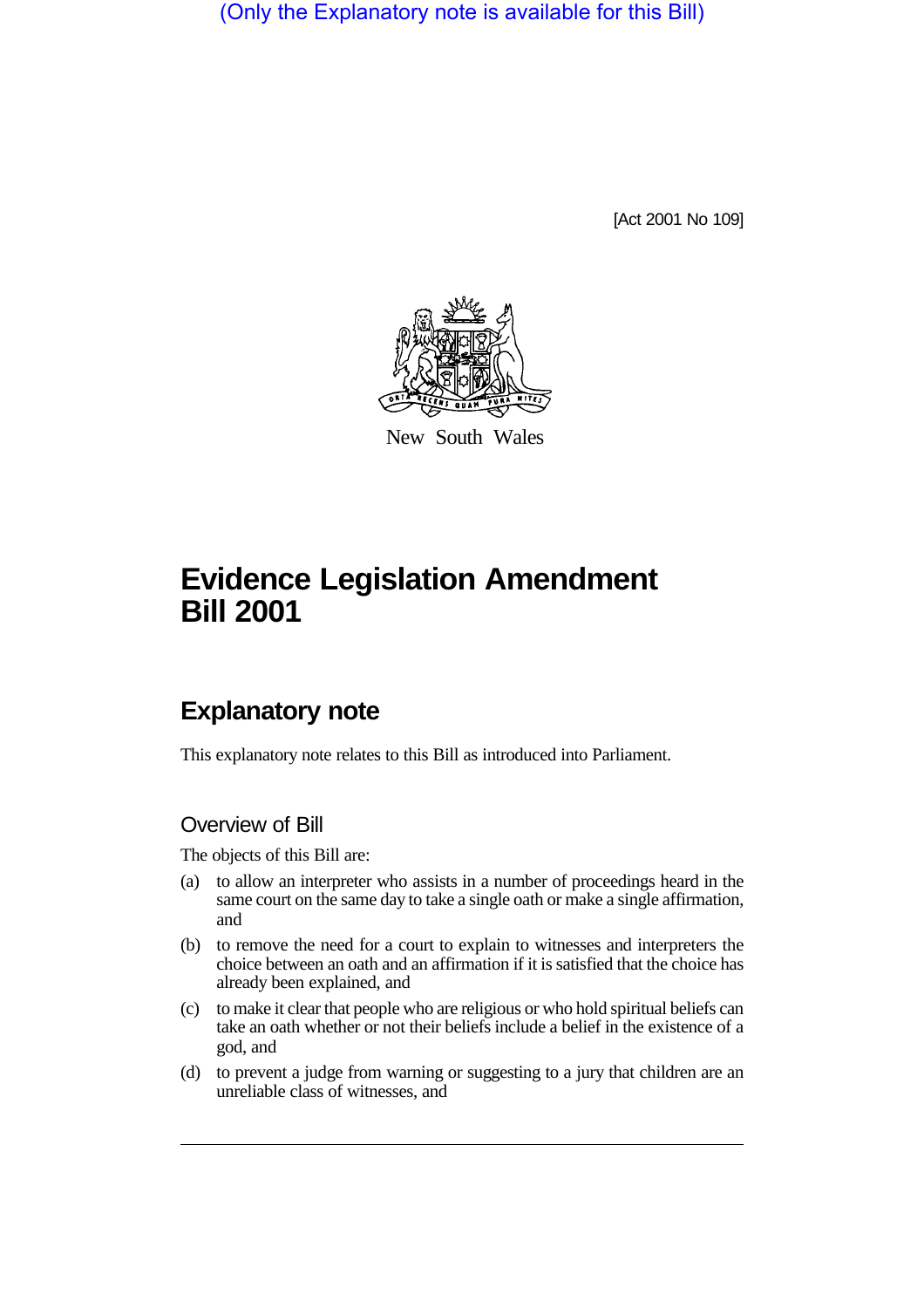(Only the Explanatory note is available for this Bill)

[Act 2001 No 109]

New South Wales

# Evidence Legislation Amendment Bill 2001

## Explanatory note

This explanatory note relates to this Bill as introduced into Parliament.

### Overview of Bill

The objects of this Bill are:

(a) to allow an interpreter who assists in a number of proceedings heard in the same court on the same day to take a single oath or make a single affirmation, and

(b) to remove the need for a court to explain to witnesses and interpreters the choice between an oath and an affirmation if it is satisfied that the choice has already been explained, and

(c) to make it clear that people who are religious or who hold spiritual beliefs can take an oath whether or not their beliefs include a belief in the existence of a god, and

(d) to prevent a judge from warning or suggesting to a jury that children are an unreliable class of witnesses, and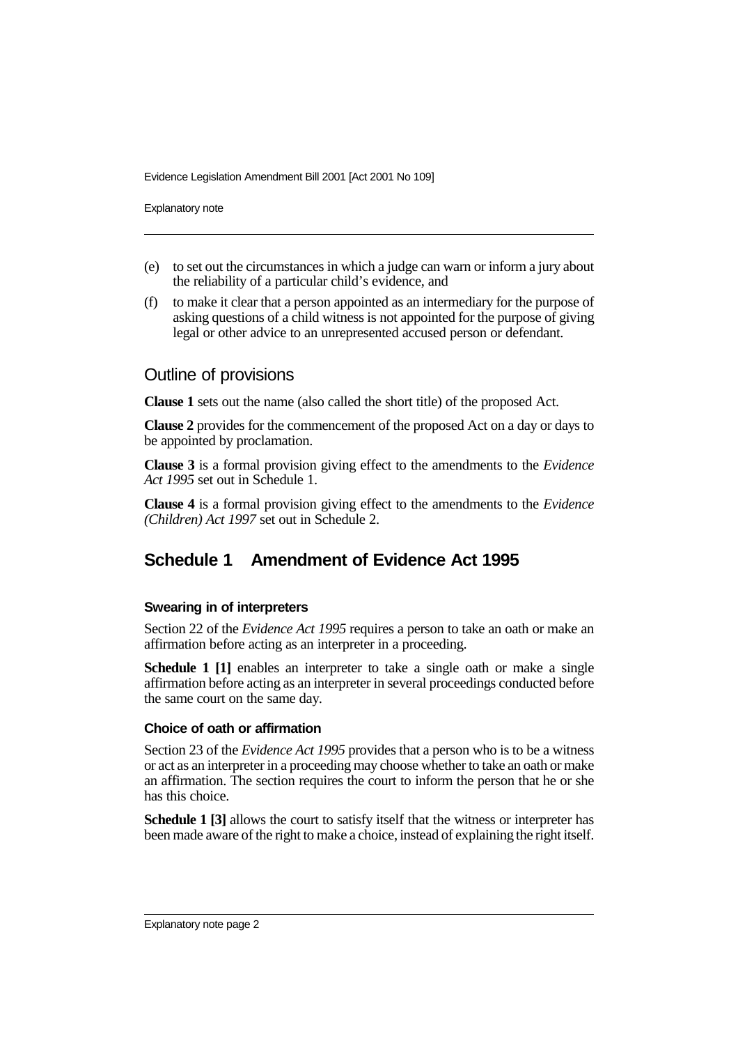(e) to set out the circumstances in which a judge can warn or inform a jury about the reliability of a particular child's evidence, and

(f) to make it clear that a person appointed as an intermediary for the purpose of asking questions of a child witness is not appointed for the purpose of giving legal or other advice to an unrepresented accused person or defendant.

## Outline of provisions

**Clause 1** sets out the name (also called the short title) of the proposed Act.

**Clause 2** provides for the commencement of the proposed Act on a day or days to be appointed by proclamation.

**Clause 3** is a formal provision giving effect to the amendments to the *Evidence Act 1995* set out in Schedule 1.

**Clause 4** is a formal provision giving effect to the amendments to the *Evidence (Children) Act 1997* set out in Schedule 2.

## Schedule 1 Amendment of Evidence Act 1995

#### Swearing in of interpreters

Section 22 of the *Evidence Act 1995* requires a person to take an oath or make an affirmation before acting as an interpreter in a proceeding.

**Schedule 1 [1]** enables an interpreter to take a single oath or make a single affirmation before acting as an interpreter in several proceedings conducted before the same court on the same day.

#### Choice of oath or affirmation

Section 23 of the *Evidence Act 1995* provides that a person who is to be a witness or act as an interpreter in a proceeding may choose whether to take an oath or make an affirmation. The section requires the court to inform the person that he or she has this choice.

**Schedule 1 [3]** allows the court to satisfy itself that the witness or interpreter has been made aware of the right to make a choice, instead of explaining the right itself.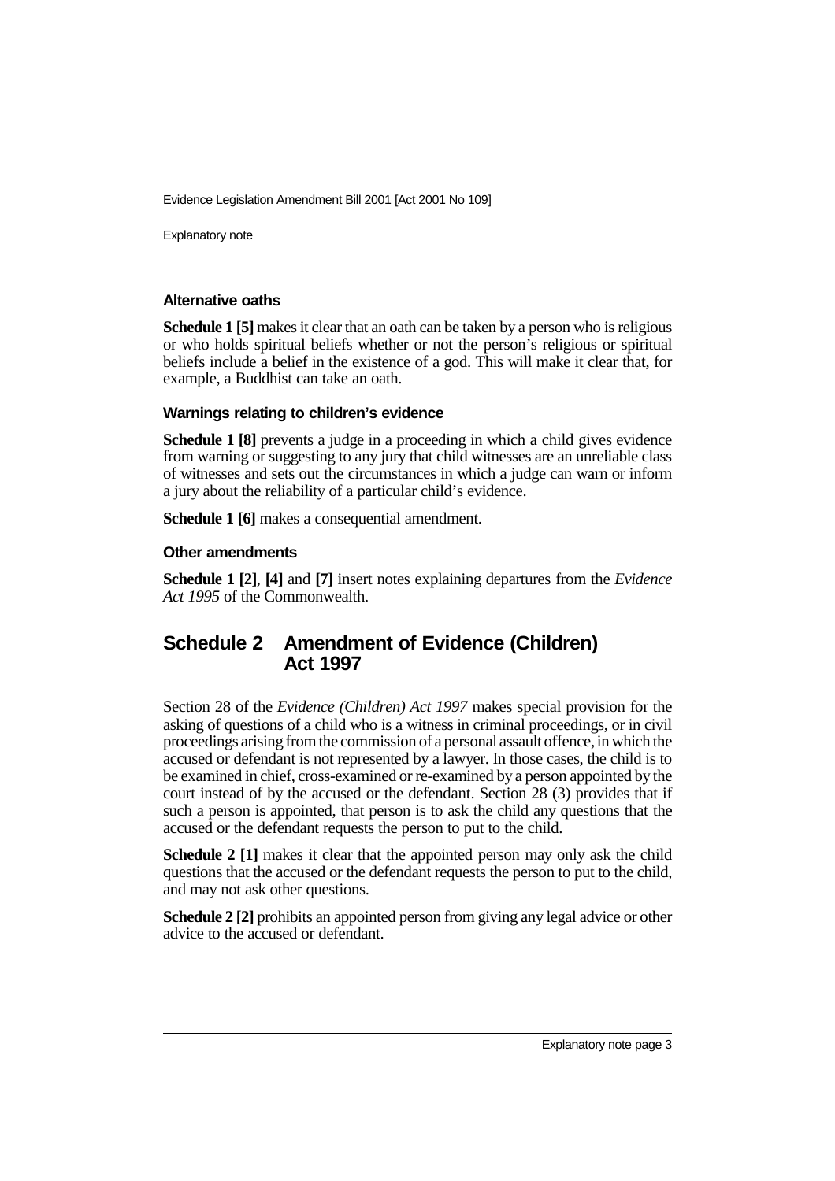### Alternative oaths

**Schedule 1 [5]** makes it clear that an oath can be taken by a person who is religious or who holds spiritual beliefs whether or not the person's religious or spiritual beliefs include a belief in the existence of a god. This will make it clear that, for example, a Buddhist can take an oath.

### Warnings relating to children's evidence

**Schedule 1 [8]** prevents a judge in a proceeding in which a child gives evidence from warning or suggesting to any jury that child witnesses are an unreliable class of witnesses and sets out the circumstances in which a judge can warn or inform a jury about the reliability of a particular child's evidence.

**Schedule 1 [6]** makes a consequential amendment.

### Other amendments

**Schedule 1 [2]**, **[4]** and **[7]** insert notes explaining departures from the *Evidence Act 1995* of the Commonwealth.

## Schedule 2 Amendment of Evidence (Children) Act 1997

Section 28 of the *Evidence (Children) Act 1997* makes special provision for the asking of questions of a child who is a witness in criminal proceedings, or in civil proceedings arising from the commission of a personal assault offence, in which the accused or defendant is not represented by a lawyer. In those cases, the child is to be examined in chief, cross-examined or re-examined by a person appointed by the court instead of by the accused or the defendant. Section 28 (3) provides that if such a person is appointed, that person is to ask the child any questions that the accused or the defendant requests the person to put to the child.

**Schedule 2 [1]** makes it clear that the appointed person may only ask the child questions that the accused or the defendant requests the person to put to the child, and may not ask other questions.

**Schedule 2 [2]** prohibits an appointed person from giving any legal advice or other advice to the accused or defendant.